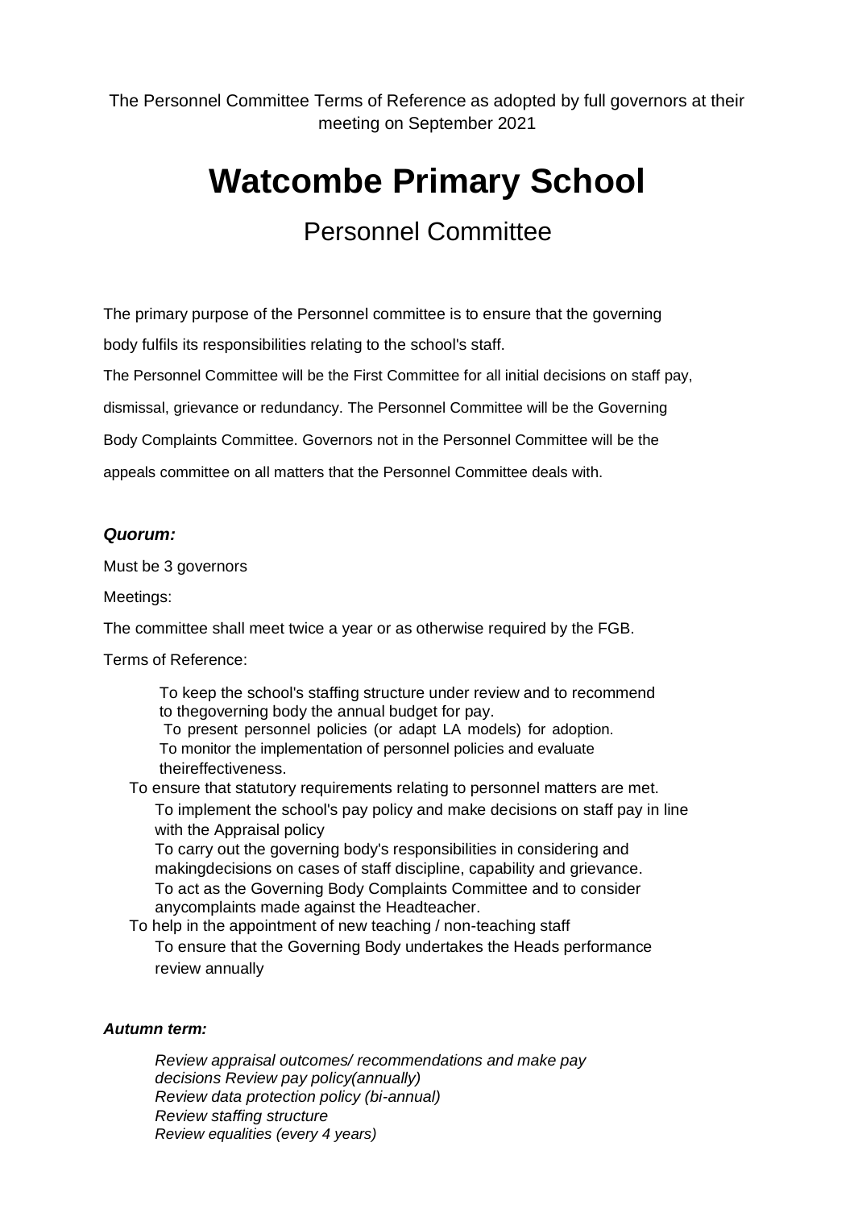The Personnel Committee Terms of Reference as adopted by full governors at their meeting on September 2021

# Watcombe Primary School

## Personnel Committee

The primary purpose of the Personnel committee is to ensure that the governing body fulfils its responsibilities relating to the school's staff.

The Personnel Committee will be the First Committee for all initial decisions on staff pay, dismissal, grievance or redundancy. The Personnel Committee will be the Governing Body Complaints Committee. Governors not in the Personnel Committee will be the appeals committee on all matters that the Personnel Committee deals with.

***Quorum:***

Must be 3 governors

Meetings:

The committee shall meet twice a year or as otherwise required by the FGB.

Terms of Reference:

- To keep the school's staffing structure under review and to recommend to thegoverning body the annual budget for pay.
- To present personnel policies (or adapt LA models) for adoption.
- To monitor the implementation of personnel policies and evaluate theireffectiveness.
- To ensure that statutory requirements relating to personnel matters are met.
- To implement the school's pay policy and make decisions on staff pay in line with the Appraisal policy
- To carry out the governing body's responsibilities in considering and makingdecisions on cases of staff discipline, capability and grievance.
- To act as the Governing Body Complaints Committee and to consider anycomplaints made against the Headteacher.
- To help in the appointment of new teaching / non-teaching staff
- To ensure that the Governing Body undertakes the Heads performance review annually

***Autumn term:***

*Review appraisal outcomes/ recommendations and make pay decisions Review pay policy(annually)*
*Review data protection policy (bi-annual)*
*Review staffing structure*
*Review equalities (every 4 years)*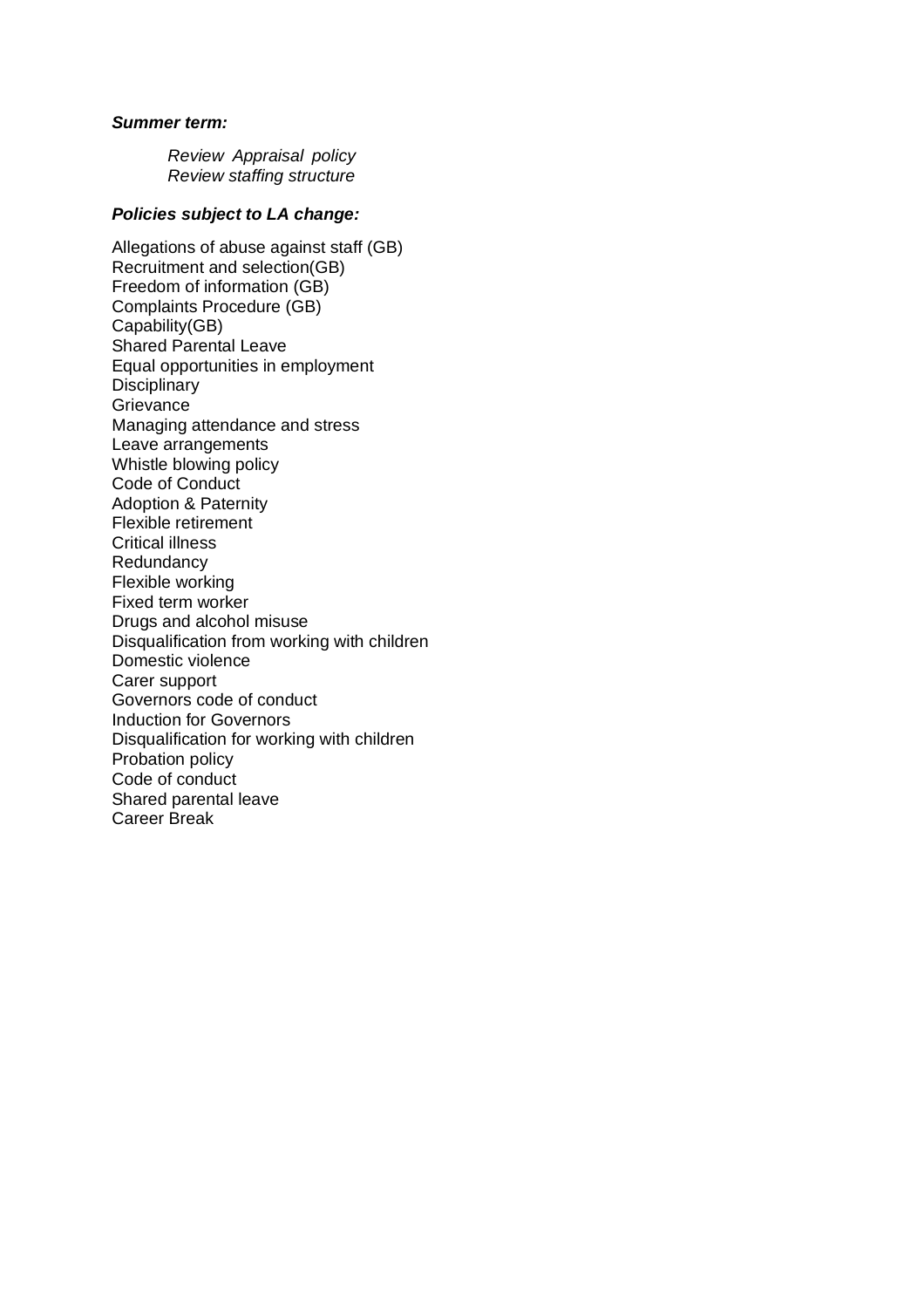***Summer term:***

*Review Appraisal policy*
*Review staffing structure*

***Policies subject to LA change:***

Allegations of abuse against staff (GB)
Recruitment and selection(GB)
Freedom of information (GB)
Complaints Procedure (GB)
Capability(GB)
Shared Parental Leave
Equal opportunities in employment
Disciplinary
Grievance
Managing attendance and stress
Leave arrangements
Whistle blowing policy
Code of Conduct
Adoption & Paternity
Flexible retirement
Critical illness
Redundancy
Flexible working
Fixed term worker
Drugs and alcohol misuse
Disqualification from working with children
Domestic violence
Carer support
Governors code of conduct
Induction for Governors
Disqualification for working with children
Probation policy
Code of conduct
Shared parental leave
Career Break